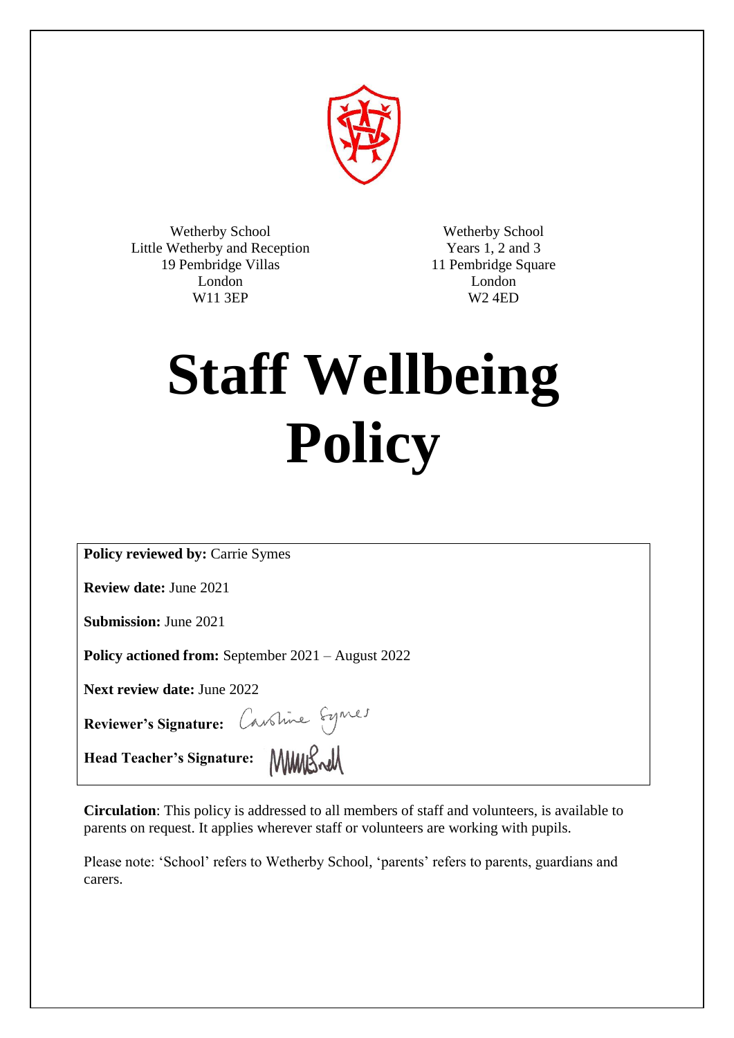Wetherby School
Little Wetherby and Reception
19 Pembridge Villas
London
W11 3EP

Wetherby School
Years 1, 2 and 3
11 Pembridge Square
London
W2 4ED

# Staff Wellbeing Policy

**Policy reviewed by:** Carrie Symes

**Review date:** June 2021

**Submission:** June 2021

**Policy actioned from:** September 2021 – August 2022

**Next review date:** June 2022

**Reviewer's Signature:** Caroline Symes

**Head Teacher's Signature:**

**Circulation**: This policy is addressed to all members of staff and volunteers, is available to parents on request. It applies wherever staff or volunteers are working with pupils.

Please note: 'School' refers to Wetherby School, 'parents' refers to parents, guardians and carers.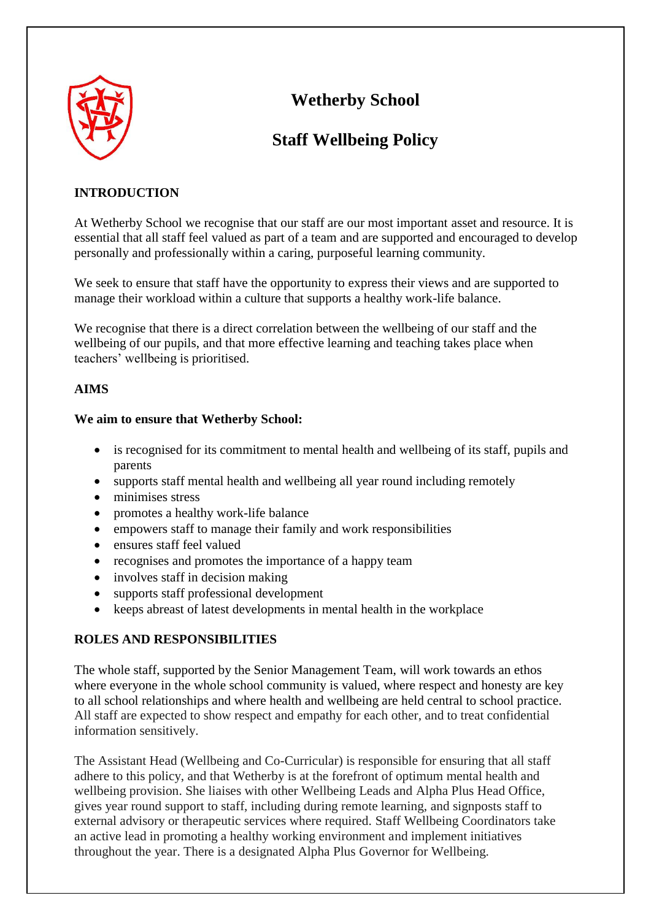# Wetherby School

## Staff Wellbeing Policy

**INTRODUCTION**

At Wetherby School we recognise that our staff are our most important asset and resource. It is essential that all staff feel valued as part of a team and are supported and encouraged to develop personally and professionally within a caring, purposeful learning community.

We seek to ensure that staff have the opportunity to express their views and are supported to manage their workload within a culture that supports a healthy work-life balance.

We recognise that there is a direct correlation between the wellbeing of our staff and the wellbeing of our pupils, and that more effective learning and teaching takes place when teachers' wellbeing is prioritised.

**AIMS**

**We aim to ensure that Wetherby School:**

- is recognised for its commitment to mental health and wellbeing of its staff, pupils and parents
- supports staff mental health and wellbeing all year round including remotely
- minimises stress
- promotes a healthy work-life balance
- empowers staff to manage their family and work responsibilities
- ensures staff feel valued
- recognises and promotes the importance of a happy team
- involves staff in decision making
- supports staff professional development
- keeps abreast of latest developments in mental health in the workplace

**ROLES AND RESPONSIBILITIES**

The whole staff, supported by the Senior Management Team, will work towards an ethos where everyone in the whole school community is valued, where respect and honesty are key to all school relationships and where health and wellbeing are held central to school practice. All staff are expected to show respect and empathy for each other, and to treat confidential information sensitively.

The Assistant Head (Wellbeing and Co-Curricular) is responsible for ensuring that all staff adhere to this policy, and that Wetherby is at the forefront of optimum mental health and wellbeing provision. She liaises with other Wellbeing Leads and Alpha Plus Head Office, gives year round support to staff, including during remote learning, and signposts staff to external advisory or therapeutic services where required. Staff Wellbeing Coordinators take an active lead in promoting a healthy working environment and implement initiatives throughout the year. There is a designated Alpha Plus Governor for Wellbeing.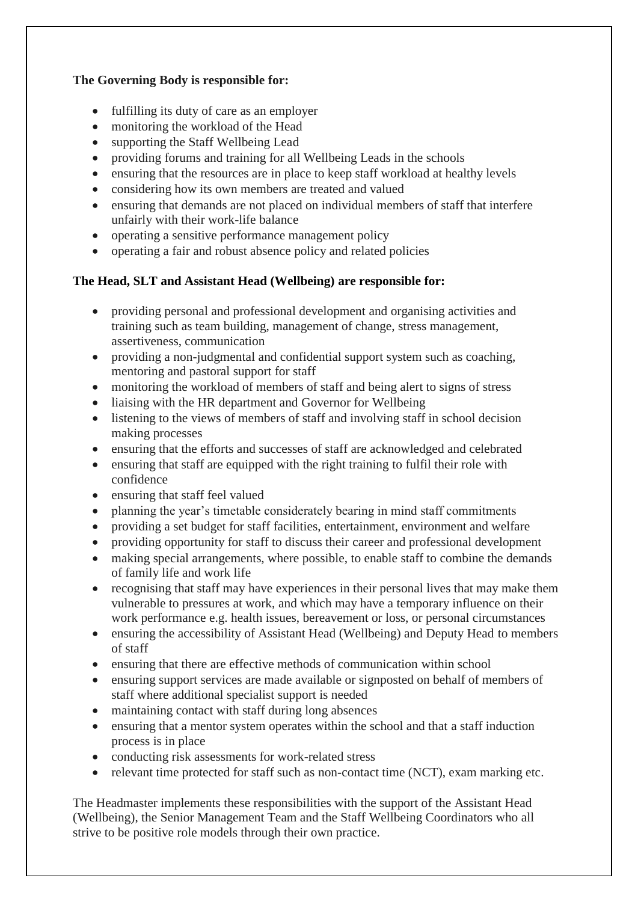**The Governing Body is responsible for:**

- fulfilling its duty of care as an employer
- monitoring the workload of the Head
- supporting the Staff Wellbeing Lead
- providing forums and training for all Wellbeing Leads in the schools
- ensuring that the resources are in place to keep staff workload at healthy levels
- considering how its own members are treated and valued
- ensuring that demands are not placed on individual members of staff that interfere unfairly with their work-life balance
- operating a sensitive performance management policy
- operating a fair and robust absence policy and related policies

**The Head, SLT and Assistant Head (Wellbeing) are responsible for:**

- providing personal and professional development and organising activities and training such as team building, management of change, stress management, assertiveness, communication
- providing a non-judgmental and confidential support system such as coaching, mentoring and pastoral support for staff
- monitoring the workload of members of staff and being alert to signs of stress
- liaising with the HR department and Governor for Wellbeing
- listening to the views of members of staff and involving staff in school decision making processes
- ensuring that the efforts and successes of staff are acknowledged and celebrated
- ensuring that staff are equipped with the right training to fulfil their role with confidence
- ensuring that staff feel valued
- planning the year's timetable considerately bearing in mind staff commitments
- providing a set budget for staff facilities, entertainment, environment and welfare
- providing opportunity for staff to discuss their career and professional development
- making special arrangements, where possible, to enable staff to combine the demands of family life and work life
- recognising that staff may have experiences in their personal lives that may make them vulnerable to pressures at work, and which may have a temporary influence on their work performance e.g. health issues, bereavement or loss, or personal circumstances
- ensuring the accessibility of Assistant Head (Wellbeing) and Deputy Head to members of staff
- ensuring that there are effective methods of communication within school
- ensuring support services are made available or signposted on behalf of members of staff where additional specialist support is needed
- maintaining contact with staff during long absences
- ensuring that a mentor system operates within the school and that a staff induction process is in place
- conducting risk assessments for work-related stress
- relevant time protected for staff such as non-contact time (NCT), exam marking etc.

The Headmaster implements these responsibilities with the support of the Assistant Head (Wellbeing), the Senior Management Team and the Staff Wellbeing Coordinators who all strive to be positive role models through their own practice.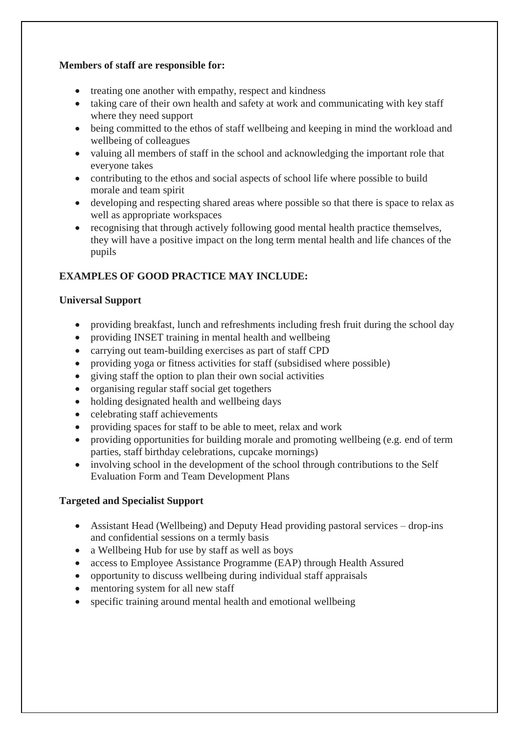**Members of staff are responsible for:**

- treating one another with empathy, respect and kindness
- taking care of their own health and safety at work and communicating with key staff where they need support
- being committed to the ethos of staff wellbeing and keeping in mind the workload and wellbeing of colleagues
- valuing all members of staff in the school and acknowledging the important role that everyone takes
- contributing to the ethos and social aspects of school life where possible to build morale and team spirit
- developing and respecting shared areas where possible so that there is space to relax as well as appropriate workspaces
- recognising that through actively following good mental health practice themselves, they will have a positive impact on the long term mental health and life chances of the pupils

**EXAMPLES OF GOOD PRACTICE MAY INCLUDE:**

**Universal Support**

- providing breakfast, lunch and refreshments including fresh fruit during the school day
- providing INSET training in mental health and wellbeing
- carrying out team-building exercises as part of staff CPD
- providing yoga or fitness activities for staff (subsidised where possible)
- giving staff the option to plan their own social activities
- organising regular staff social get togethers
- holding designated health and wellbeing days
- celebrating staff achievements
- providing spaces for staff to be able to meet, relax and work
- providing opportunities for building morale and promoting wellbeing (e.g. end of term parties, staff birthday celebrations, cupcake mornings)
- involving school in the development of the school through contributions to the Self Evaluation Form and Team Development Plans

**Targeted and Specialist Support**

- Assistant Head (Wellbeing) and Deputy Head providing pastoral services – drop-ins and confidential sessions on a termly basis
- a Wellbeing Hub for use by staff as well as boys
- access to Employee Assistance Programme (EAP) through Health Assured
- opportunity to discuss wellbeing during individual staff appraisals
- mentoring system for all new staff
- specific training around mental health and emotional wellbeing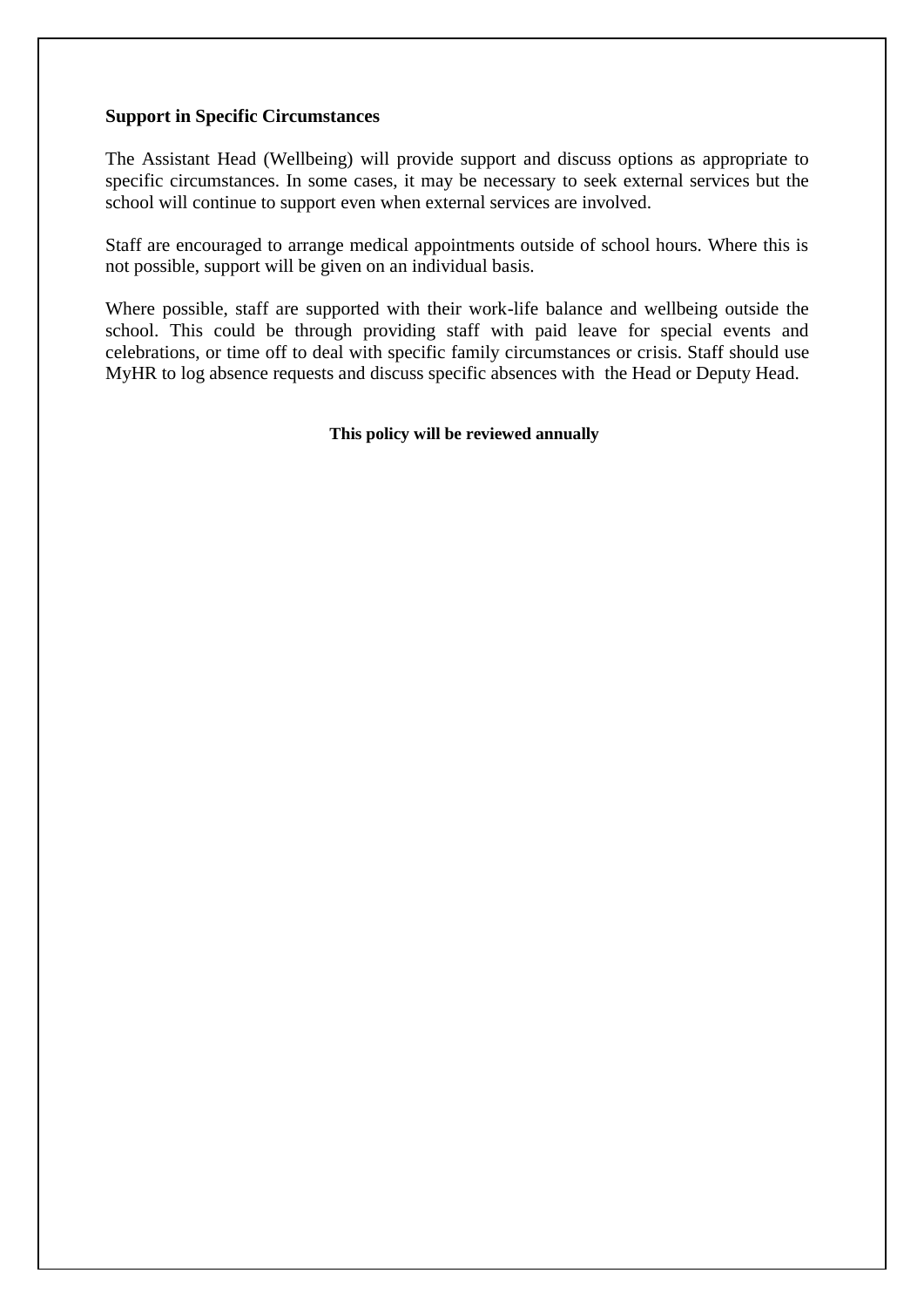**Support in Specific Circumstances**

The Assistant Head (Wellbeing) will provide support and discuss options as appropriate to specific circumstances. In some cases, it may be necessary to seek external services but the school will continue to support even when external services are involved.

Staff are encouraged to arrange medical appointments outside of school hours. Where this is not possible, support will be given on an individual basis.

Where possible, staff are supported with their work-life balance and wellbeing outside the school. This could be through providing staff with paid leave for special events and celebrations, or time off to deal with specific family circumstances or crisis. Staff should use MyHR to log absence requests and discuss specific absences with the Head or Deputy Head.

**This policy will be reviewed annually**